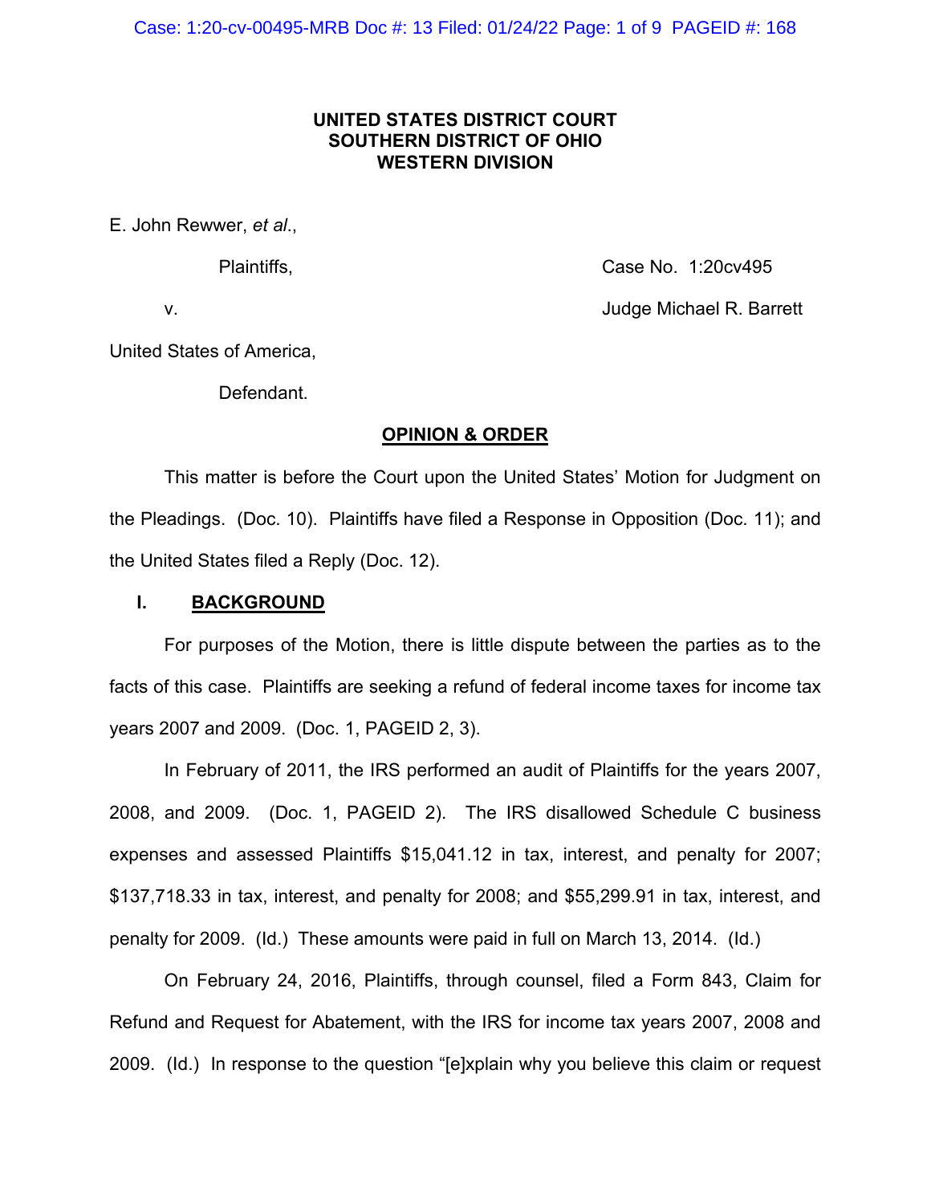**UNITED STATES DISTRICT COURT**
**SOUTHERN DISTRICT OF OHIO**
**WESTERN DIVISION**

E. John Rewwer, *et al*.,

Plaintiffs, Case No. 1:20cv495

v. Judge Michael R. Barrett

United States of America,

Defendant.

## OPINION & ORDER

This matter is before the Court upon the United States' Motion for Judgment on the Pleadings. (Doc. 10). Plaintiffs have filed a Response in Opposition (Doc. 11); and the United States filed a Reply (Doc. 12).

## I. BACKGROUND

For purposes of the Motion, there is little dispute between the parties as to the facts of this case. Plaintiffs are seeking a refund of federal income taxes for income tax years 2007 and 2009. (Doc. 1, PAGEID 2, 3).

In February of 2011, the IRS performed an audit of Plaintiffs for the years 2007, 2008, and 2009. (Doc. 1, PAGEID 2). The IRS disallowed Schedule C business expenses and assessed Plaintiffs $15,041.12 in tax, interest, and penalty for 2007; $137,718.33 in tax, interest, and penalty for 2008; and $55,299.91 in tax, interest, and penalty for 2009. (Id.) These amounts were paid in full on March 13, 2014. (Id.)

On February 24, 2016, Plaintiffs, through counsel, filed a Form 843, Claim for Refund and Request for Abatement, with the IRS for income tax years 2007, 2008 and 2009. (Id.) In response to the question "[e]xplain why you believe this claim or request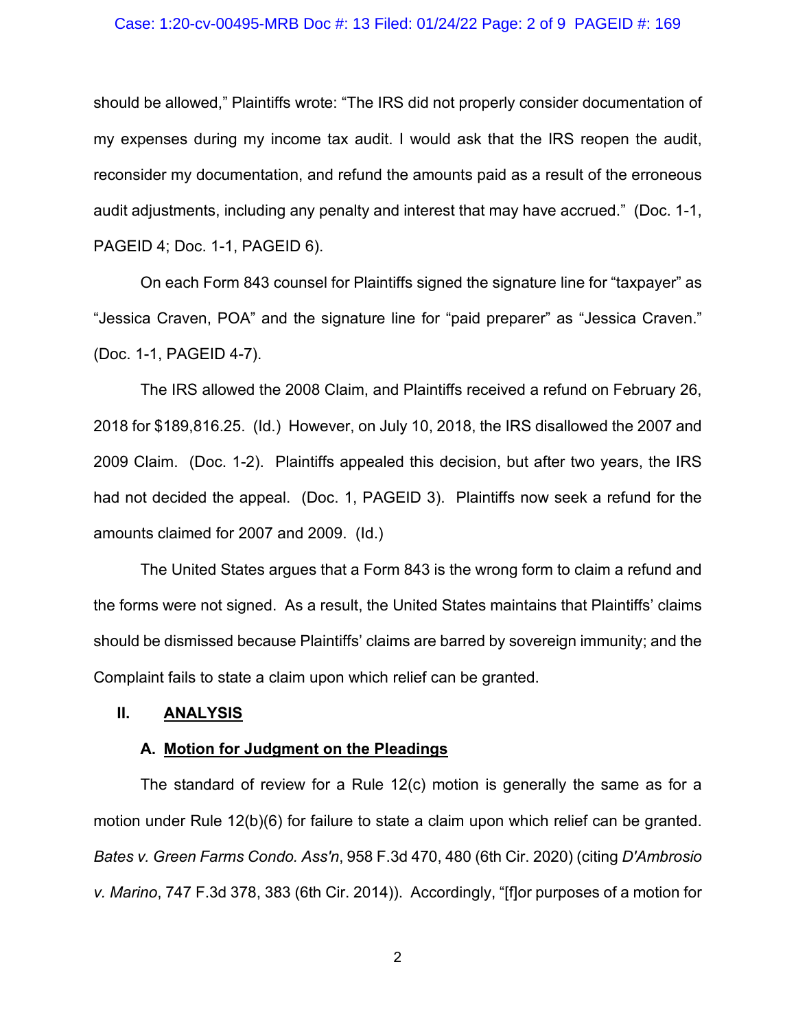should be allowed," Plaintiffs wrote: "The IRS did not properly consider documentation of my expenses during my income tax audit. I would ask that the IRS reopen the audit, reconsider my documentation, and refund the amounts paid as a result of the erroneous audit adjustments, including any penalty and interest that may have accrued." (Doc. 1-1, PAGEID 4; Doc. 1-1, PAGEID 6).

On each Form 843 counsel for Plaintiffs signed the signature line for "taxpayer" as "Jessica Craven, POA" and the signature line for "paid preparer" as "Jessica Craven." (Doc. 1-1, PAGEID 4-7).

The IRS allowed the 2008 Claim, and Plaintiffs received a refund on February 26, 2018 for $189,816.25. (Id.) However, on July 10, 2018, the IRS disallowed the 2007 and 2009 Claim. (Doc. 1-2). Plaintiffs appealed this decision, but after two years, the IRS had not decided the appeal. (Doc. 1, PAGEID 3). Plaintiffs now seek a refund for the amounts claimed for 2007 and 2009. (Id.)

The United States argues that a Form 843 is the wrong form to claim a refund and the forms were not signed. As a result, the United States maintains that Plaintiffs' claims should be dismissed because Plaintiffs' claims are barred by sovereign immunity; and the Complaint fails to state a claim upon which relief can be granted.

## II. ANALYSIS

### A. Motion for Judgment on the Pleadings

The standard of review for a Rule 12(c) motion is generally the same as for a motion under Rule 12(b)(6) for failure to state a claim upon which relief can be granted. *Bates v. Green Farms Condo. Ass'n*, 958 F.3d 470, 480 (6th Cir. 2020) (citing *D'Ambrosio v. Marino*, 747 F.3d 378, 383 (6th Cir. 2014)). Accordingly, "[f]or purposes of a motion for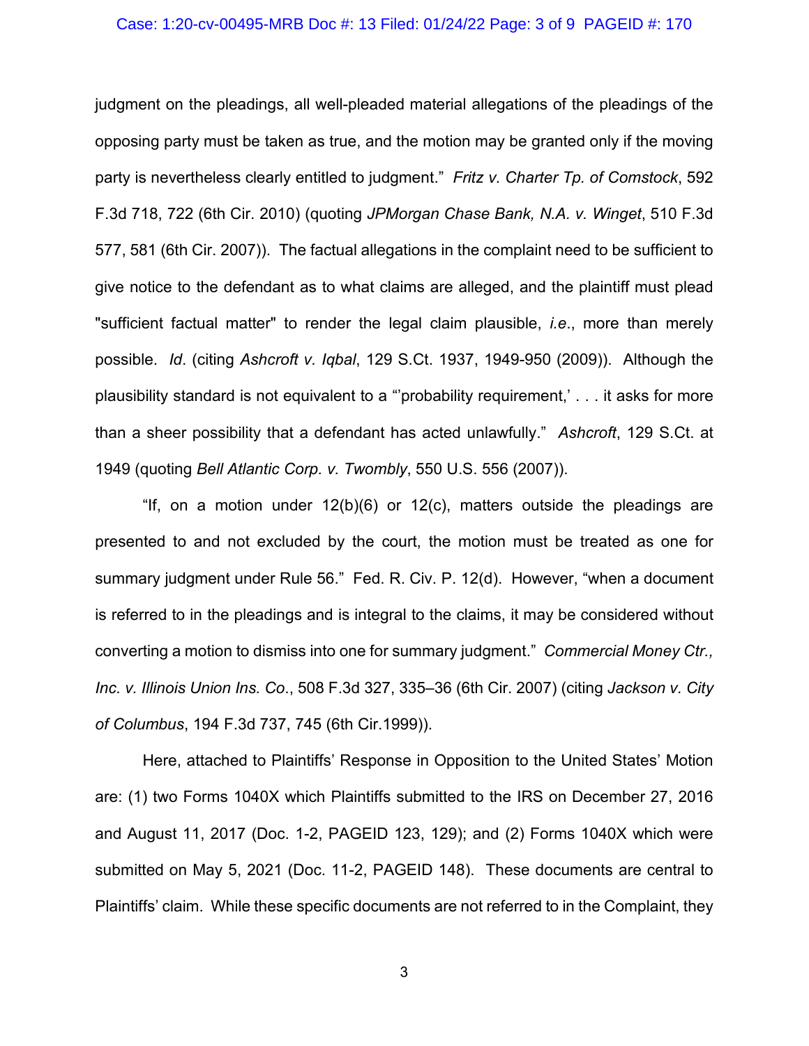judgment on the pleadings, all well-pleaded material allegations of the pleadings of the opposing party must be taken as true, and the motion may be granted only if the moving party is nevertheless clearly entitled to judgment." *Fritz v. Charter Tp. of Comstock*, 592 F.3d 718, 722 (6th Cir. 2010) (quoting *JPMorgan Chase Bank, N.A. v. Winget*, 510 F.3d 577, 581 (6th Cir. 2007)). The factual allegations in the complaint need to be sufficient to give notice to the defendant as to what claims are alleged, and the plaintiff must plead "sufficient factual matter" to render the legal claim plausible, *i.e*., more than merely possible. *Id*. (citing *Ashcroft v. Iqbal*, 129 S.Ct. 1937, 1949-950 (2009)). Although the plausibility standard is not equivalent to a "'probability requirement,' . . . it asks for more than a sheer possibility that a defendant has acted unlawfully." *Ashcroft*, 129 S.Ct. at 1949 (quoting *Bell Atlantic Corp. v. Twombly*, 550 U.S. 556 (2007)).

"If, on a motion under 12(b)(6) or 12(c), matters outside the pleadings are presented to and not excluded by the court, the motion must be treated as one for summary judgment under Rule 56." Fed. R. Civ. P. 12(d). However, "when a document is referred to in the pleadings and is integral to the claims, it may be considered without converting a motion to dismiss into one for summary judgment." *Commercial Money Ctr., Inc. v. Illinois Union Ins. Co.*, 508 F.3d 327, 335–36 (6th Cir. 2007) (citing *Jackson v. City of Columbus*, 194 F.3d 737, 745 (6th Cir.1999)).

Here, attached to Plaintiffs' Response in Opposition to the United States' Motion are: (1) two Forms 1040X which Plaintiffs submitted to the IRS on December 27, 2016 and August 11, 2017 (Doc. 1-2, PAGEID 123, 129); and (2) Forms 1040X which were submitted on May 5, 2021 (Doc. 11-2, PAGEID 148). These documents are central to Plaintiffs' claim. While these specific documents are not referred to in the Complaint, they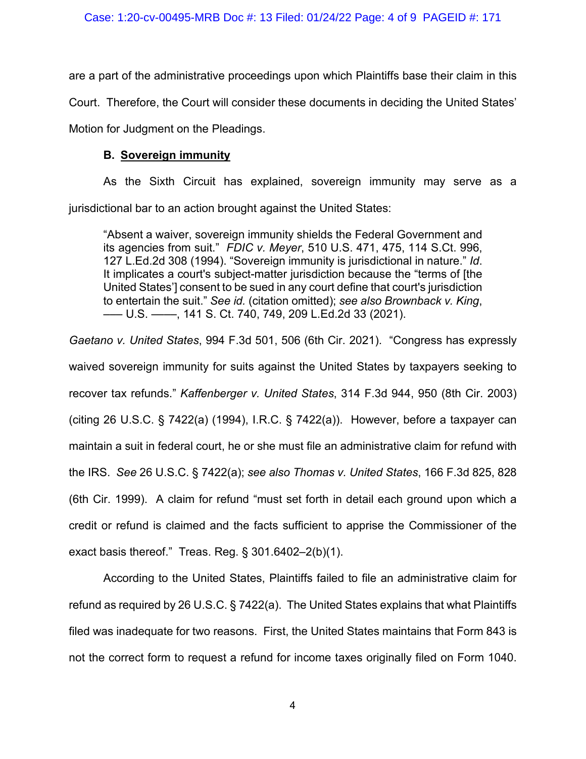are a part of the administrative proceedings upon which Plaintiffs base their claim in this Court. Therefore, the Court will consider these documents in deciding the United States' Motion for Judgment on the Pleadings.

### B. Sovereign immunity

As the Sixth Circuit has explained, sovereign immunity may serve as a jurisdictional bar to an action brought against the United States:

> "Absent a waiver, sovereign immunity shields the Federal Government and its agencies from suit." *FDIC v. Meyer*, 510 U.S. 471, 475, 114 S.Ct. 996, 127 L.Ed.2d 308 (1994). "Sovereign immunity is jurisdictional in nature." *Id*. It implicates a court's subject-matter jurisdiction because the "terms of [the United States'] consent to be sued in any court define that court's jurisdiction to entertain the suit." *See id.* (citation omitted); *see also Brownback v. King*, ––– U.S. ––––, 141 S. Ct. 740, 749, 209 L.Ed.2d 33 (2021).

*Gaetano v. United States*, 994 F.3d 501, 506 (6th Cir. 2021). "Congress has expressly waived sovereign immunity for suits against the United States by taxpayers seeking to recover tax refunds." *Kaffenberger v. United States*, 314 F.3d 944, 950 (8th Cir. 2003) (citing 26 U.S.C. § 7422(a) (1994), I.R.C. § 7422(a)). However, before a taxpayer can maintain a suit in federal court, he or she must file an administrative claim for refund with the IRS. *See* 26 U.S.C. § 7422(a); *see also Thomas v. United States*, 166 F.3d 825, 828 (6th Cir. 1999). A claim for refund "must set forth in detail each ground upon which a credit or refund is claimed and the facts sufficient to apprise the Commissioner of the exact basis thereof." Treas. Reg. § 301.6402–2(b)(1).

According to the United States, Plaintiffs failed to file an administrative claim for refund as required by 26 U.S.C. § 7422(a). The United States explains that what Plaintiffs filed was inadequate for two reasons. First, the United States maintains that Form 843 is not the correct form to request a refund for income taxes originally filed on Form 1040.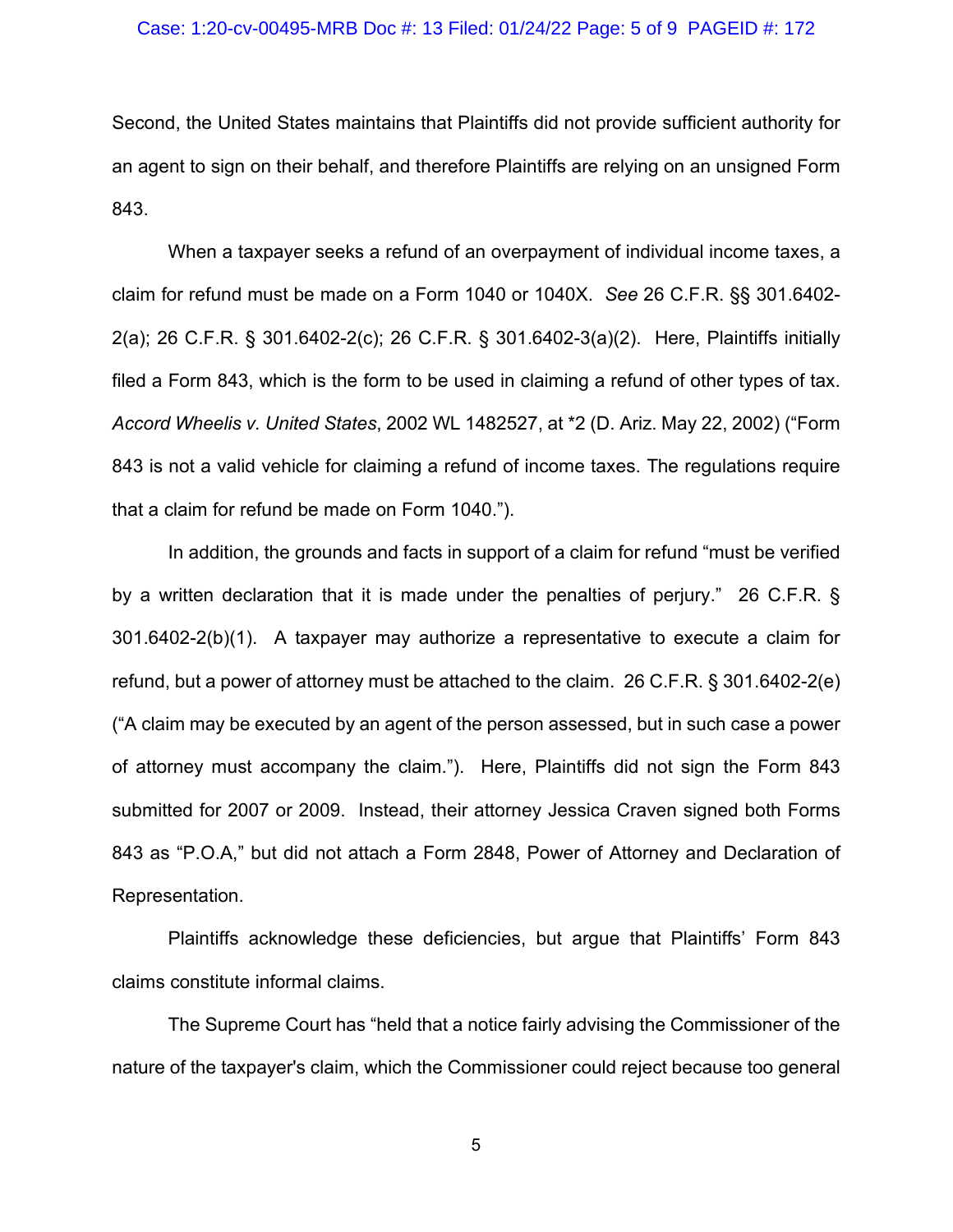Second, the United States maintains that Plaintiffs did not provide sufficient authority for an agent to sign on their behalf, and therefore Plaintiffs are relying on an unsigned Form 843.

When a taxpayer seeks a refund of an overpayment of individual income taxes, a claim for refund must be made on a Form 1040 or 1040X. *See* 26 C.F.R. §§ 301.6402-2(a); 26 C.F.R. § 301.6402-2(c); 26 C.F.R. § 301.6402-3(a)(2). Here, Plaintiffs initially filed a Form 843, which is the form to be used in claiming a refund of other types of tax. *Accord Wheelis v. United States*, 2002 WL 1482527, at *2 (D. Ariz. May 22, 2002) ("Form 843 is not a valid vehicle for claiming a refund of income taxes. The regulations require that a claim for refund be made on Form 1040.").

In addition, the grounds and facts in support of a claim for refund "must be verified by a written declaration that it is made under the penalties of perjury." 26 C.F.R. § 301.6402-2(b)(1). A taxpayer may authorize a representative to execute a claim for refund, but a power of attorney must be attached to the claim. 26 C.F.R. § 301.6402-2(e) ("A claim may be executed by an agent of the person assessed, but in such case a power of attorney must accompany the claim."). Here, Plaintiffs did not sign the Form 843 submitted for 2007 or 2009. Instead, their attorney Jessica Craven signed both Forms 843 as "P.O.A," but did not attach a Form 2848, Power of Attorney and Declaration of Representation.

Plaintiffs acknowledge these deficiencies, but argue that Plaintiffs' Form 843 claims constitute informal claims.

The Supreme Court has "held that a notice fairly advising the Commissioner of the nature of the taxpayer's claim, which the Commissioner could reject because too general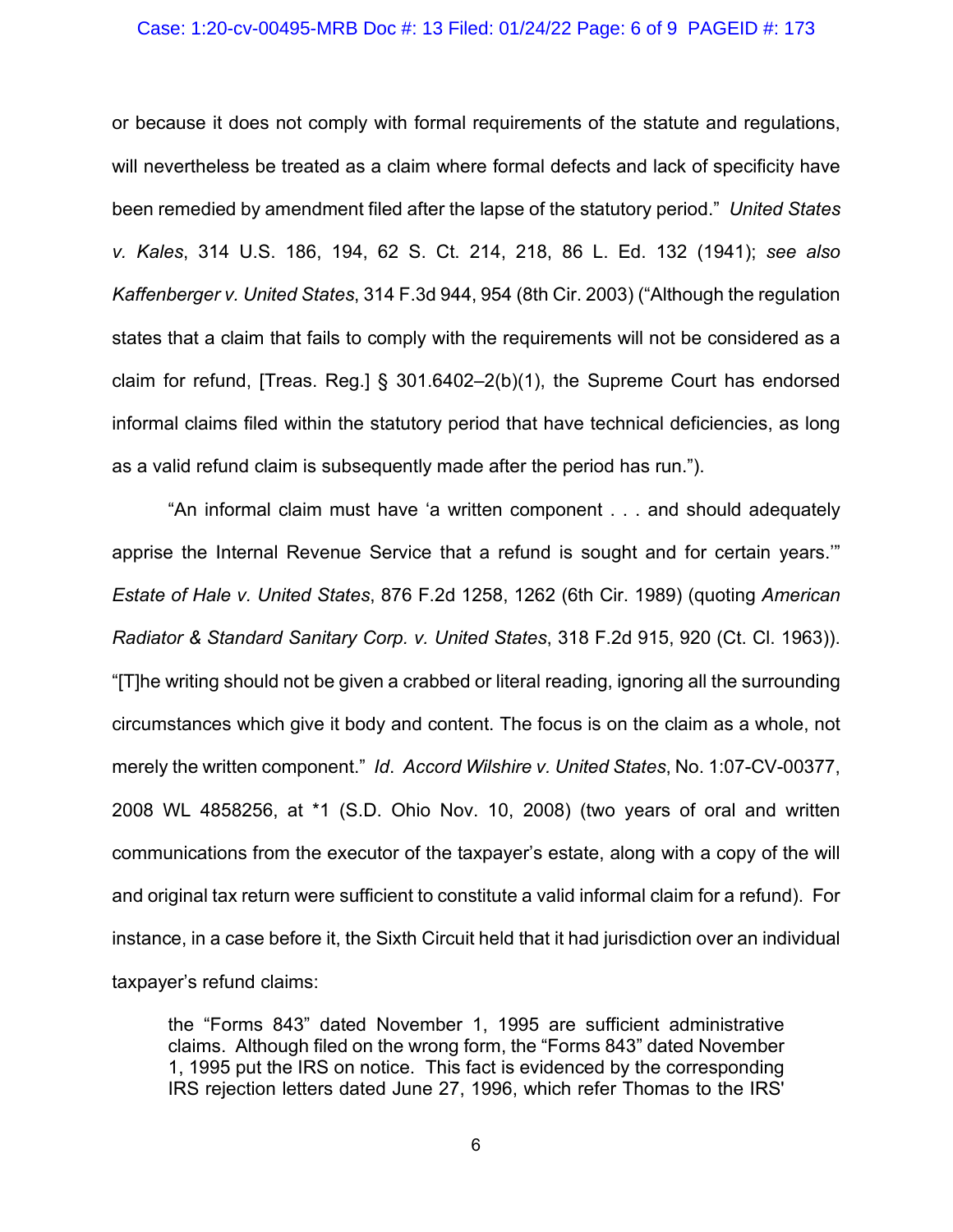or because it does not comply with formal requirements of the statute and regulations, will nevertheless be treated as a claim where formal defects and lack of specificity have been remedied by amendment filed after the lapse of the statutory period." *United States v. Kales*, 314 U.S. 186, 194, 62 S. Ct. 214, 218, 86 L. Ed. 132 (1941); *see also Kaffenberger v. United States*, 314 F.3d 944, 954 (8th Cir. 2003) ("Although the regulation states that a claim that fails to comply with the requirements will not be considered as a claim for refund, [Treas. Reg.] § 301.6402–2(b)(1), the Supreme Court has endorsed informal claims filed within the statutory period that have technical deficiencies, as long as a valid refund claim is subsequently made after the period has run.").

"An informal claim must have 'a written component . . . and should adequately apprise the Internal Revenue Service that a refund is sought and for certain years.'" *Estate of Hale v. United States*, 876 F.2d 1258, 1262 (6th Cir. 1989) (quoting *American Radiator & Standard Sanitary Corp. v. United States*, 318 F.2d 915, 920 (Ct. Cl. 1963)). "[T]he writing should not be given a crabbed or literal reading, ignoring all the surrounding circumstances which give it body and content. The focus is on the claim as a whole, not merely the written component." *Id*. *Accord Wilshire v. United States*, No. 1:07-CV-00377, 2008 WL 4858256, at *1 (S.D. Ohio Nov. 10, 2008) (two years of oral and written communications from the executor of the taxpayer's estate, along with a copy of the will and original tax return were sufficient to constitute a valid informal claim for a refund). For instance, in a case before it, the Sixth Circuit held that it had jurisdiction over an individual taxpayer's refund claims:

> the "Forms 843" dated November 1, 1995 are sufficient administrative claims. Although filed on the wrong form, the "Forms 843" dated November 1, 1995 put the IRS on notice. This fact is evidenced by the corresponding IRS rejection letters dated June 27, 1996, which refer Thomas to the IRS'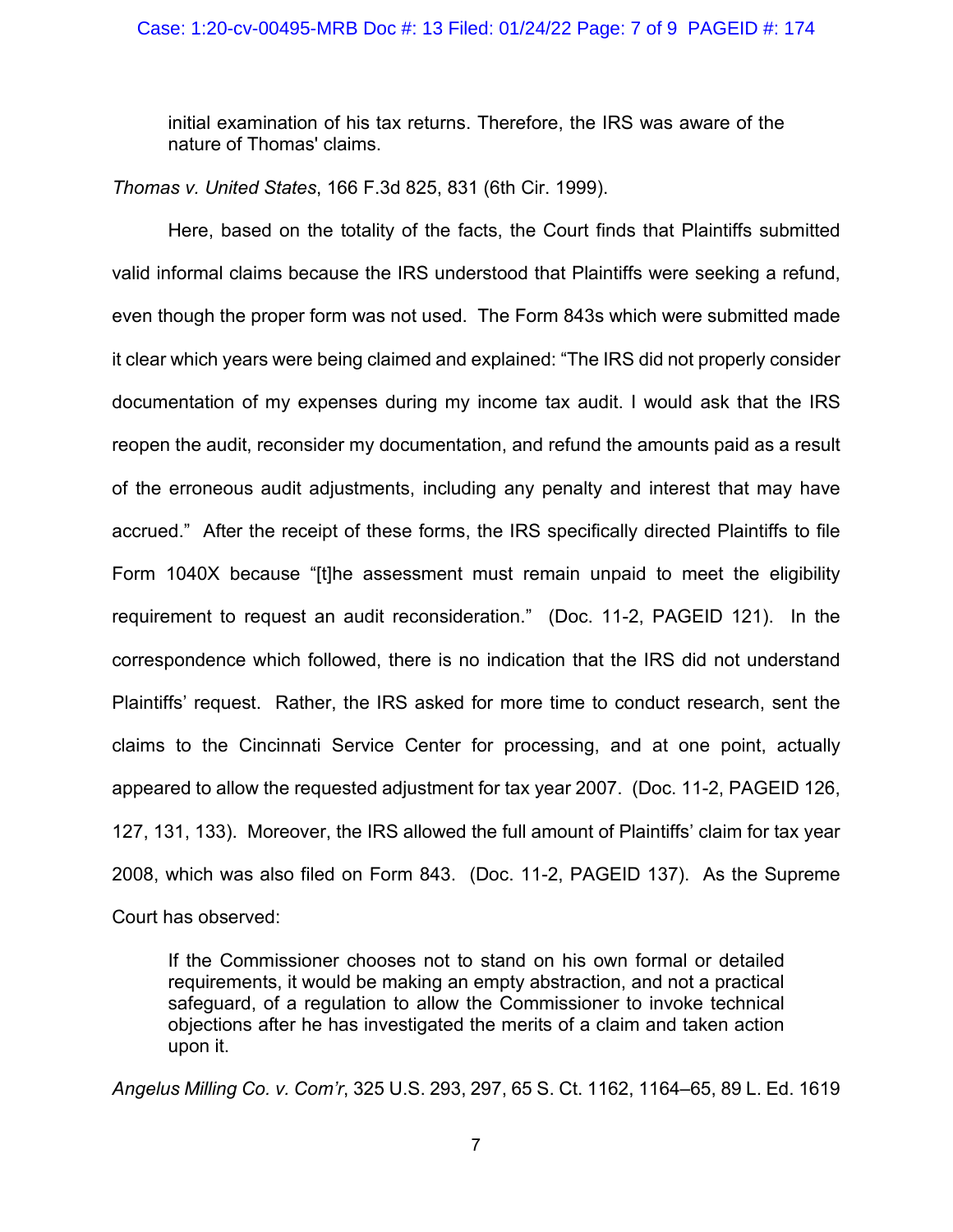> initial examination of his tax returns. Therefore, the IRS was aware of the nature of Thomas' claims.

*Thomas v. United States*, 166 F.3d 825, 831 (6th Cir. 1999).

Here, based on the totality of the facts, the Court finds that Plaintiffs submitted valid informal claims because the IRS understood that Plaintiffs were seeking a refund, even though the proper form was not used. The Form 843s which were submitted made it clear which years were being claimed and explained: "The IRS did not properly consider documentation of my expenses during my income tax audit. I would ask that the IRS reopen the audit, reconsider my documentation, and refund the amounts paid as a result of the erroneous audit adjustments, including any penalty and interest that may have accrued." After the receipt of these forms, the IRS specifically directed Plaintiffs to file Form 1040X because "[t]he assessment must remain unpaid to meet the eligibility requirement to request an audit reconsideration." (Doc. 11-2, PAGEID 121). In the correspondence which followed, there is no indication that the IRS did not understand Plaintiffs' request. Rather, the IRS asked for more time to conduct research, sent the claims to the Cincinnati Service Center for processing, and at one point, actually appeared to allow the requested adjustment for tax year 2007. (Doc. 11-2, PAGEID 126, 127, 131, 133). Moreover, the IRS allowed the full amount of Plaintiffs' claim for tax year 2008, which was also filed on Form 843. (Doc. 11-2, PAGEID 137). As the Supreme Court has observed:

> If the Commissioner chooses not to stand on his own formal or detailed requirements, it would be making an empty abstraction, and not a practical safeguard, of a regulation to allow the Commissioner to invoke technical objections after he has investigated the merits of a claim and taken action upon it.

*Angelus Milling Co. v. Com'r*, 325 U.S. 293, 297, 65 S. Ct. 1162, 1164–65, 89 L. Ed. 1619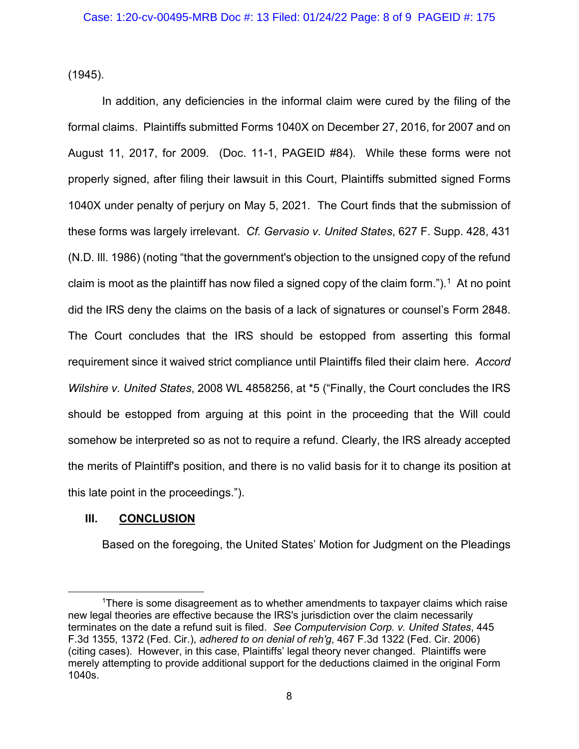(1945).

In addition, any deficiencies in the informal claim were cured by the filing of the formal claims. Plaintiffs submitted Forms 1040X on December 27, 2016, for 2007 and on August 11, 2017, for 2009. (Doc. 11-1, PAGEID #84). While these forms were not properly signed, after filing their lawsuit in this Court, Plaintiffs submitted signed Forms 1040X under penalty of perjury on May 5, 2021. The Court finds that the submission of these forms was largely irrelevant. *Cf. Gervasio v. United States*, 627 F. Supp. 428, 431 (N.D. Ill. 1986) (noting "that the government's objection to the unsigned copy of the refund claim is moot as the plaintiff has now filed a signed copy of the claim form.").[1] At no point did the IRS deny the claims on the basis of a lack of signatures or counsel's Form 2848. The Court concludes that the IRS should be estopped from asserting this formal requirement since it waived strict compliance until Plaintiffs filed their claim here. *Accord Wilshire v. United States*, 2008 WL 4858256, at *5 ("Finally, the Court concludes the IRS should be estopped from arguing at this point in the proceeding that the Will could somehow be interpreted so as not to require a refund. Clearly, the IRS already accepted the merits of Plaintiff's position, and there is no valid basis for it to change its position at this late point in the proceedings.").

## III. CONCLUSION

Based on the foregoing, the United States' Motion for Judgment on the Pleadings

---

[1]There is some disagreement as to whether amendments to taxpayer claims which raise new legal theories are effective because the IRS's jurisdiction over the claim necessarily terminates on the date a refund suit is filed. *See Computervision Corp. v. United States*, 445 F.3d 1355, 1372 (Fed. Cir.), *adhered to on denial of reh'g*, 467 F.3d 1322 (Fed. Cir. 2006) (citing cases). However, in this case, Plaintiffs' legal theory never changed. Plaintiffs were merely attempting to provide additional support for the deductions claimed in the original Form 1040s.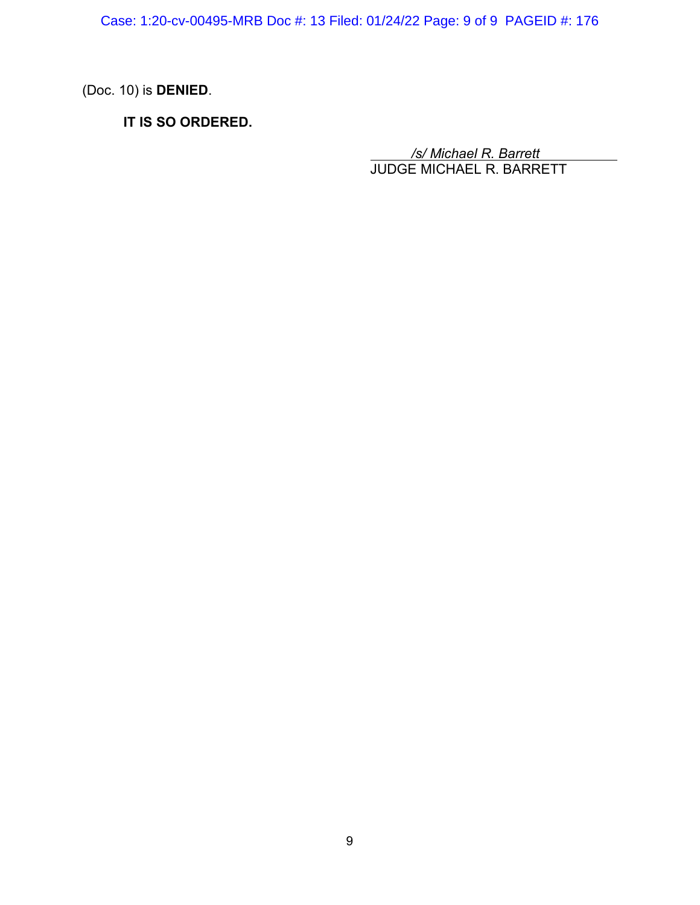(Doc. 10) is **DENIED**.

**IT IS SO ORDERED.**

*/s/ Michael R. Barrett*
JUDGE MICHAEL R. BARRETT